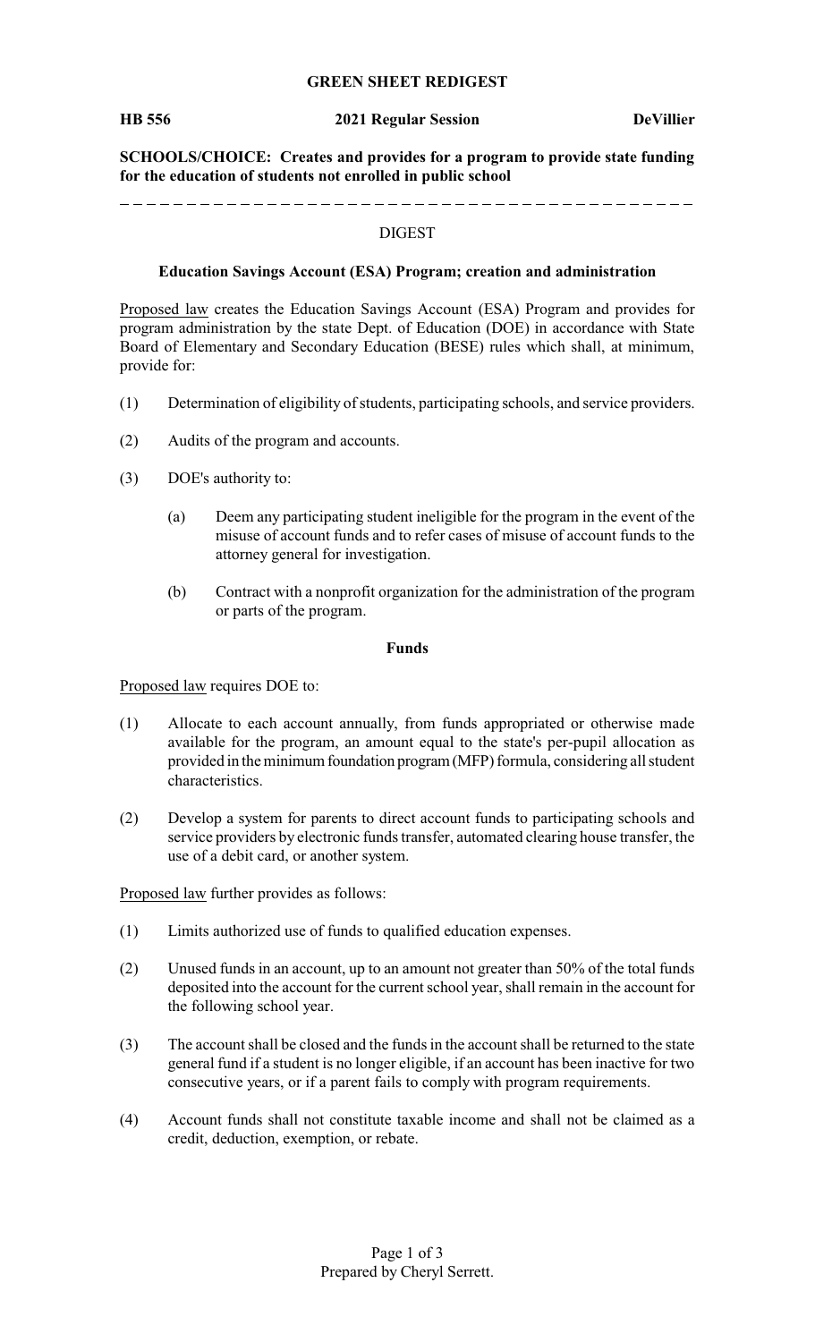**GREEN SHEET REDIGEST**

**HB 556** **2021 Regular Session** **DeVillier**

**SCHOOLS/CHOICE: Creates and provides for a program to provide state funding for the education of students not enrolled in public school**

---

DIGEST

**Education Savings Account (ESA) Program; creation and administration**

Proposed law creates the Education Savings Account (ESA) Program and provides for program administration by the state Dept. of Education (DOE) in accordance with State Board of Elementary and Secondary Education (BESE) rules which shall, at minimum, provide for:

(1) Determination of eligibility of students, participating schools, and service providers.

(2) Audits of the program and accounts.

(3) DOE's authority to:

  (a) Deem any participating student ineligible for the program in the event of the misuse of account funds and to refer cases of misuse of account funds to the attorney general for investigation.

  (b) Contract with a nonprofit organization for the administration of the program or parts of the program.

**Funds**

Proposed law requires DOE to:

(1) Allocate to each account annually, from funds appropriated or otherwise made available for the program, an amount equal to the state's per-pupil allocation as provided in the minimum foundation program (MFP) formula, considering all student characteristics.

(2) Develop a system for parents to direct account funds to participating schools and service providers by electronic funds transfer, automated clearing house transfer, the use of a debit card, or another system.

Proposed law further provides as follows:

(1) Limits authorized use of funds to qualified education expenses.

(2) Unused funds in an account, up to an amount not greater than 50% of the total funds deposited into the account for the current school year, shall remain in the account for the following school year.

(3) The account shall be closed and the funds in the account shall be returned to the state general fund if a student is no longer eligible, if an account has been inactive for two consecutive years, or if a parent fails to comply with program requirements.

(4) Account funds shall not constitute taxable income and shall not be claimed as a credit, deduction, exemption, or rebate.

Prepared by Cheryl Serrett.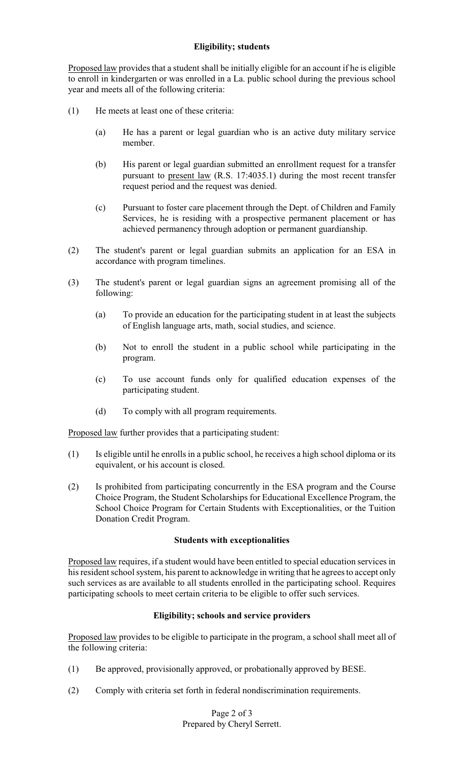### Eligibility; students

Proposed law provides that a student shall be initially eligible for an account if he is eligible to enroll in kindergarten or was enrolled in a La. public school during the previous school year and meets all of the following criteria:

(1) He meets at least one of these criteria:

   (a) He has a parent or legal guardian who is an active duty military service member.

   (b) His parent or legal guardian submitted an enrollment request for a transfer pursuant to present law (R.S. 17:4035.1) during the most recent transfer request period and the request was denied.

   (c) Pursuant to foster care placement through the Dept. of Children and Family Services, he is residing with a prospective permanent placement or has achieved permanency through adoption or permanent guardianship.

(2) The student's parent or legal guardian submits an application for an ESA in accordance with program timelines.

(3) The student's parent or legal guardian signs an agreement promising all of the following:

   (a) To provide an education for the participating student in at least the subjects of English language arts, math, social studies, and science.

   (b) Not to enroll the student in a public school while participating in the program.

   (c) To use account funds only for qualified education expenses of the participating student.

   (d) To comply with all program requirements.

Proposed law further provides that a participating student:

(1) Is eligible until he enrolls in a public school, he receives a high school diploma or its equivalent, or his account is closed.

(2) Is prohibited from participating concurrently in the ESA program and the Course Choice Program, the Student Scholarships for Educational Excellence Program, the School Choice Program for Certain Students with Exceptionalities, or the Tuition Donation Credit Program.

### Students with exceptionalities

Proposed law requires, if a student would have been entitled to special education services in his resident school system, his parent to acknowledge in writing that he agrees to accept only such services as are available to all students enrolled in the participating school. Requires participating schools to meet certain criteria to be eligible to offer such services.

### Eligibility; schools and service providers

Proposed law provides to be eligible to participate in the program, a school shall meet all of the following criteria:

(1) Be approved, provisionally approved, or probationally approved by BESE.

(2) Comply with criteria set forth in federal nondiscrimination requirements.

Prepared by Cheryl Serrett.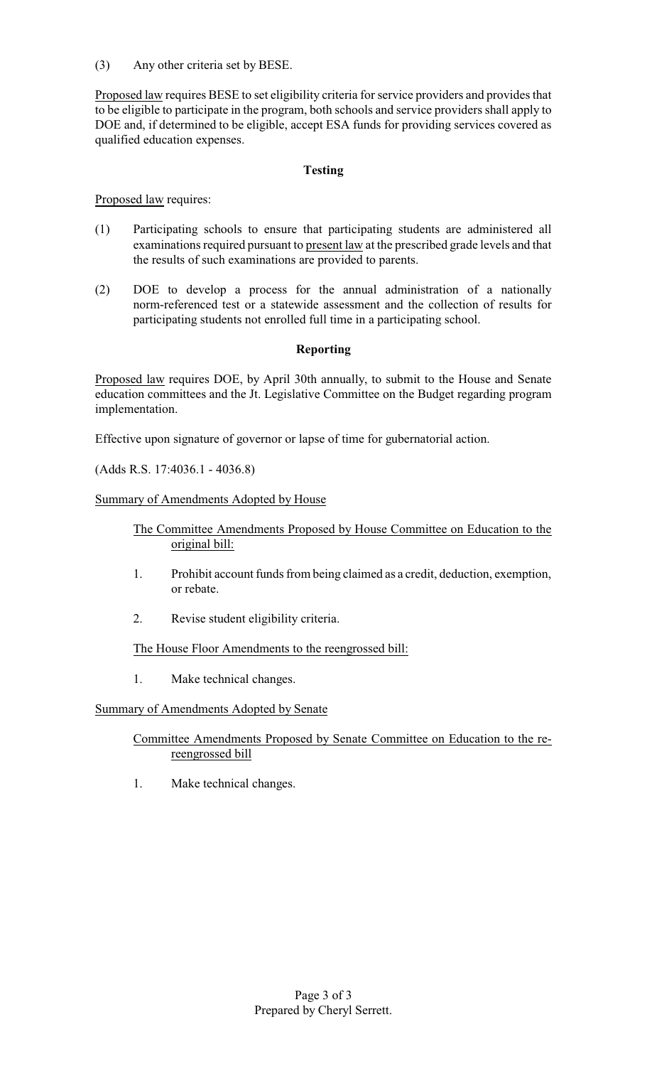(3) Any other criteria set by BESE.

Proposed law requires BESE to set eligibility criteria for service providers and provides that to be eligible to participate in the program, both schools and service providers shall apply to DOE and, if determined to be eligible, accept ESA funds for providing services covered as qualified education expenses.

**Testing**

Proposed law requires:

(1) Participating schools to ensure that participating students are administered all examinations required pursuant to present law at the prescribed grade levels and that the results of such examinations are provided to parents.

(2) DOE to develop a process for the annual administration of a nationally norm-referenced test or a statewide assessment and the collection of results for participating students not enrolled full time in a participating school.

**Reporting**

Proposed law requires DOE, by April 30th annually, to submit to the House and Senate education committees and the Jt. Legislative Committee on the Budget regarding program implementation.

Effective upon signature of governor or lapse of time for gubernatorial action.

(Adds R.S. 17:4036.1 - 4036.8)

Summary of Amendments Adopted by House

The Committee Amendments Proposed by House Committee on Education to the original bill:

1. Prohibit account funds from being claimed as a credit, deduction, exemption, or rebate.
2. Revise student eligibility criteria.

The House Floor Amendments to the reengrossed bill:

1. Make technical changes.

Summary of Amendments Adopted by Senate

Committee Amendments Proposed by Senate Committee on Education to the re-reengrossed bill

1. Make technical changes.

Prepared by Cheryl Serrett.